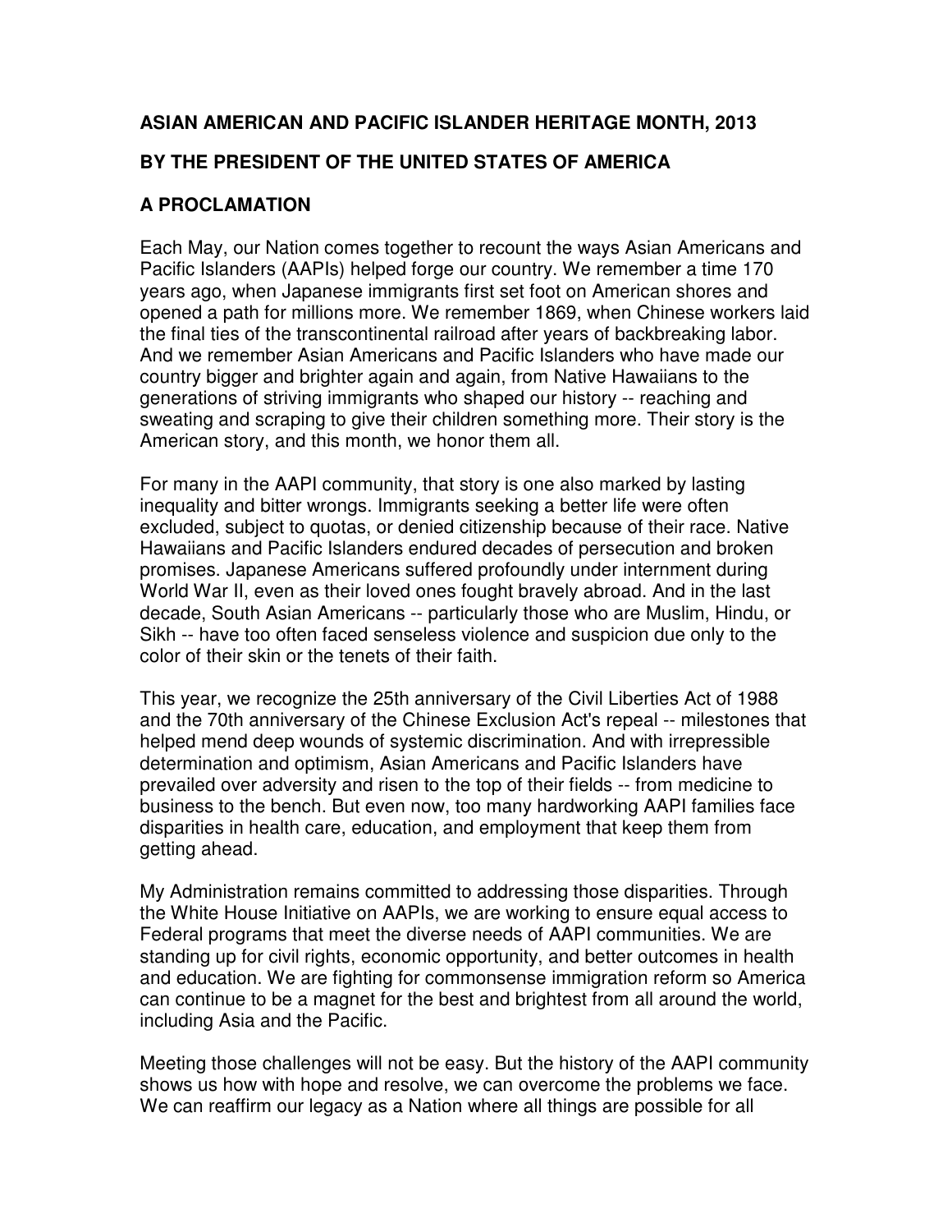# ASIAN AMERICAN AND PACIFIC ISLANDER HERITAGE MONTH, 2013

## BY THE PRESIDENT OF THE UNITED STATES OF AMERICA

## A PROCLAMATION

Each May, our Nation comes together to recount the ways Asian Americans and Pacific Islanders (AAPIs) helped forge our country. We remember a time 170 years ago, when Japanese immigrants first set foot on American shores and opened a path for millions more. We remember 1869, when Chinese workers laid the final ties of the transcontinental railroad after years of backbreaking labor. And we remember Asian Americans and Pacific Islanders who have made our country bigger and brighter again and again, from Native Hawaiians to the generations of striving immigrants who shaped our history -- reaching and sweating and scraping to give their children something more. Their story is the American story, and this month, we honor them all.

For many in the AAPI community, that story is one also marked by lasting inequality and bitter wrongs. Immigrants seeking a better life were often excluded, subject to quotas, or denied citizenship because of their race. Native Hawaiians and Pacific Islanders endured decades of persecution and broken promises. Japanese Americans suffered profoundly under internment during World War II, even as their loved ones fought bravely abroad. And in the last decade, South Asian Americans -- particularly those who are Muslim, Hindu, or Sikh -- have too often faced senseless violence and suspicion due only to the color of their skin or the tenets of their faith.

This year, we recognize the 25th anniversary of the Civil Liberties Act of 1988 and the 70th anniversary of the Chinese Exclusion Act's repeal -- milestones that helped mend deep wounds of systemic discrimination. And with irrepressible determination and optimism, Asian Americans and Pacific Islanders have prevailed over adversity and risen to the top of their fields -- from medicine to business to the bench. But even now, too many hardworking AAPI families face disparities in health care, education, and employment that keep them from getting ahead.

My Administration remains committed to addressing those disparities. Through the White House Initiative on AAPIs, we are working to ensure equal access to Federal programs that meet the diverse needs of AAPI communities. We are standing up for civil rights, economic opportunity, and better outcomes in health and education. We are fighting for commonsense immigration reform so America can continue to be a magnet for the best and brightest from all around the world, including Asia and the Pacific.

Meeting those challenges will not be easy. But the history of the AAPI community shows us how with hope and resolve, we can overcome the problems we face. We can reaffirm our legacy as a Nation where all things are possible for all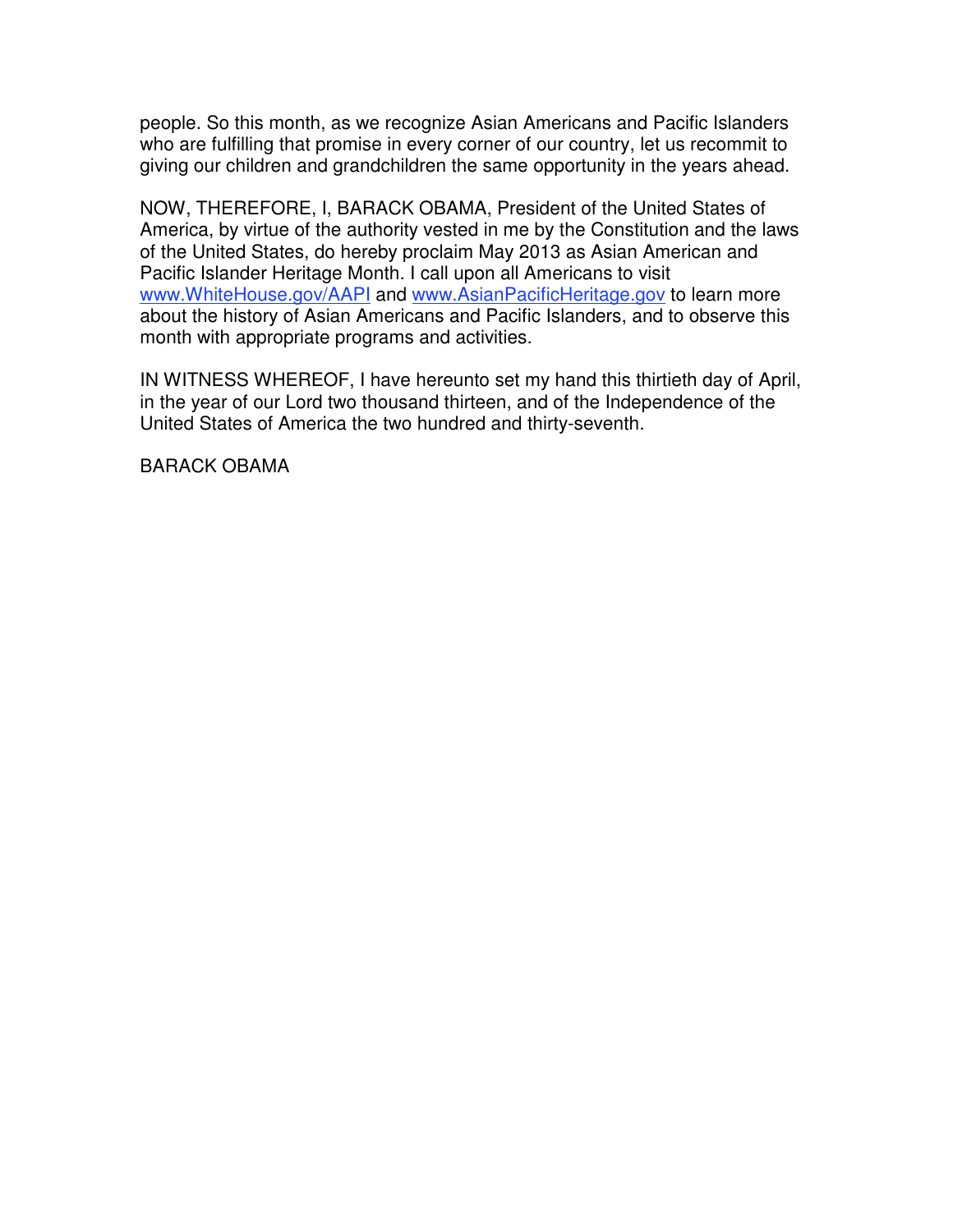people. So this month, as we recognize Asian Americans and Pacific Islanders who are fulfilling that promise in every corner of our country, let us recommit to giving our children and grandchildren the same opportunity in the years ahead.

NOW, THEREFORE, I, BARACK OBAMA, President of the United States of America, by virtue of the authority vested in me by the Constitution and the laws of the United States, do hereby proclaim May 2013 as Asian American and Pacific Islander Heritage Month. I call upon all Americans to visit www.WhiteHouse.gov/AAPI and www.AsianPacificHeritage.gov to learn more about the history of Asian Americans and Pacific Islanders, and to observe this month with appropriate programs and activities.

IN WITNESS WHEREOF, I have hereunto set my hand this thirtieth day of April, in the year of our Lord two thousand thirteen, and of the Independence of the United States of America the two hundred and thirty-seventh.

BARACK OBAMA